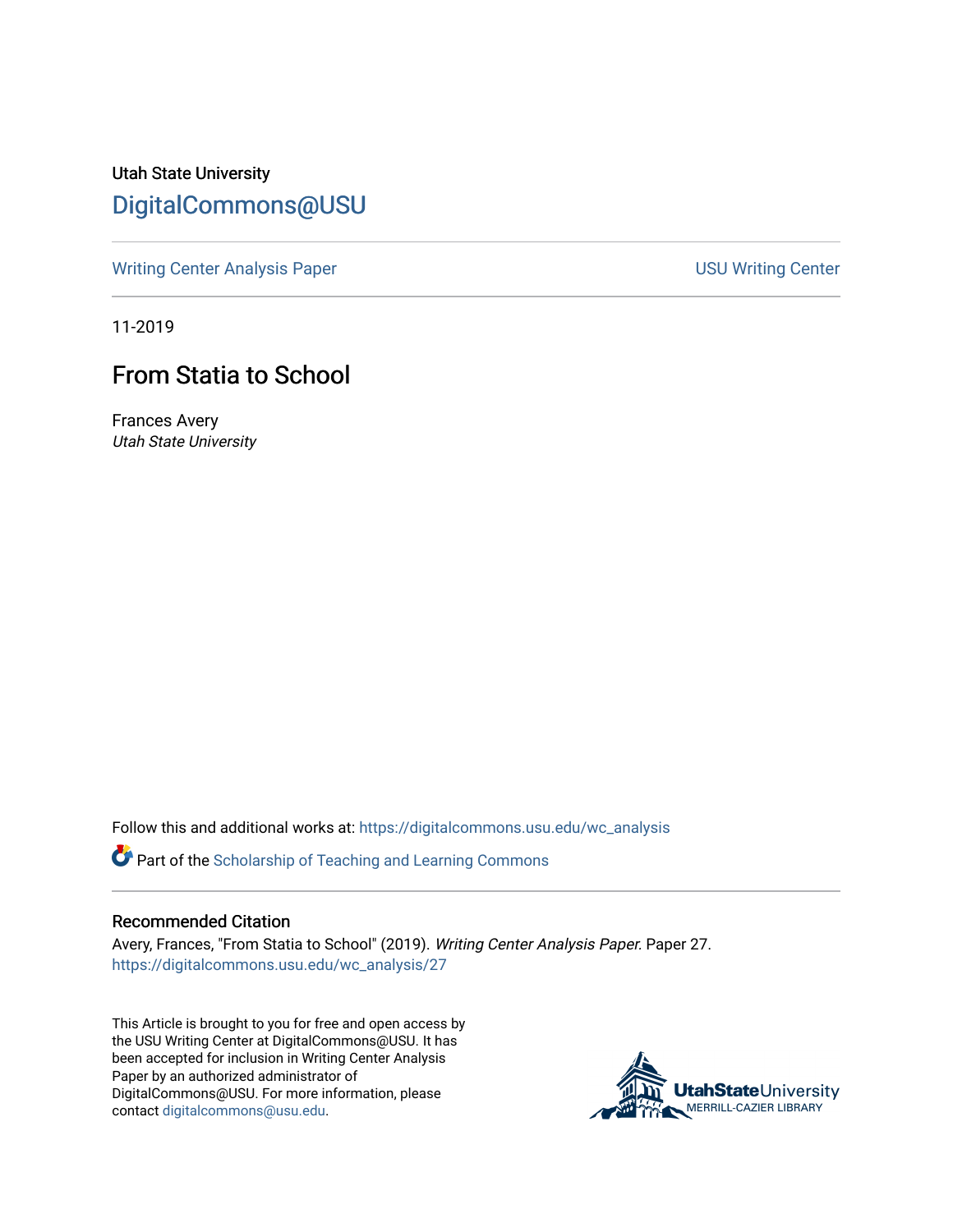Utah State University

## DigitalCommons@USU

Writing Center Analysis Paper | USU Writing Center

11-2019

# From Statia to School

Frances Avery
*Utah State University*

Follow this and additional works at: https://digitalcommons.usu.edu/wc_analysis

Part of the Scholarship of Teaching and Learning Commons

### Recommended Citation

Avery, Frances, "From Statia to School" (2019). *Writing Center Analysis Paper*. Paper 27.
https://digitalcommons.usu.edu/wc_analysis/27

This Article is brought to you for free and open access by the USU Writing Center at DigitalCommons@USU. It has been accepted for inclusion in Writing Center Analysis Paper by an authorized administrator of DigitalCommons@USU. For more information, please contact digitalcommons@usu.edu.

UtahStateUniversity MERRILL-CAZIER LIBRARY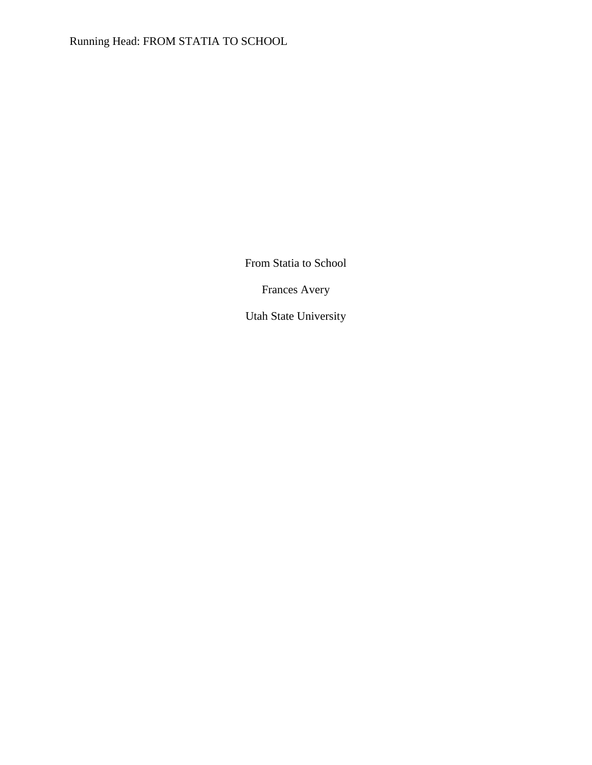From Statia to School

Frances Avery

Utah State University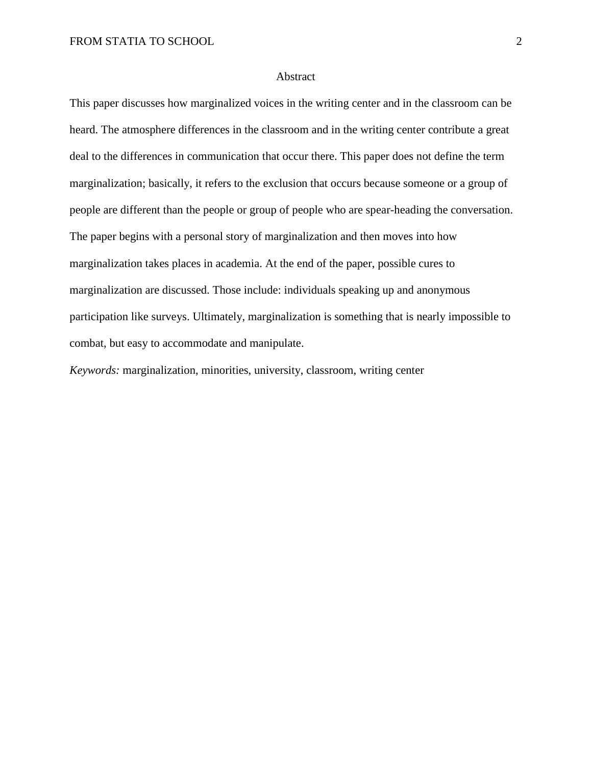# Abstract

This paper discusses how marginalized voices in the writing center and in the classroom can be heard. The atmosphere differences in the classroom and in the writing center contribute a great deal to the differences in communication that occur there. This paper does not define the term marginalization; basically, it refers to the exclusion that occurs because someone or a group of people are different than the people or group of people who are spear-heading the conversation. The paper begins with a personal story of marginalization and then moves into how marginalization takes places in academia. At the end of the paper, possible cures to marginalization are discussed. Those include: individuals speaking up and anonymous participation like surveys. Ultimately, marginalization is something that is nearly impossible to combat, but easy to accommodate and manipulate.

*Keywords:* marginalization, minorities, university, classroom, writing center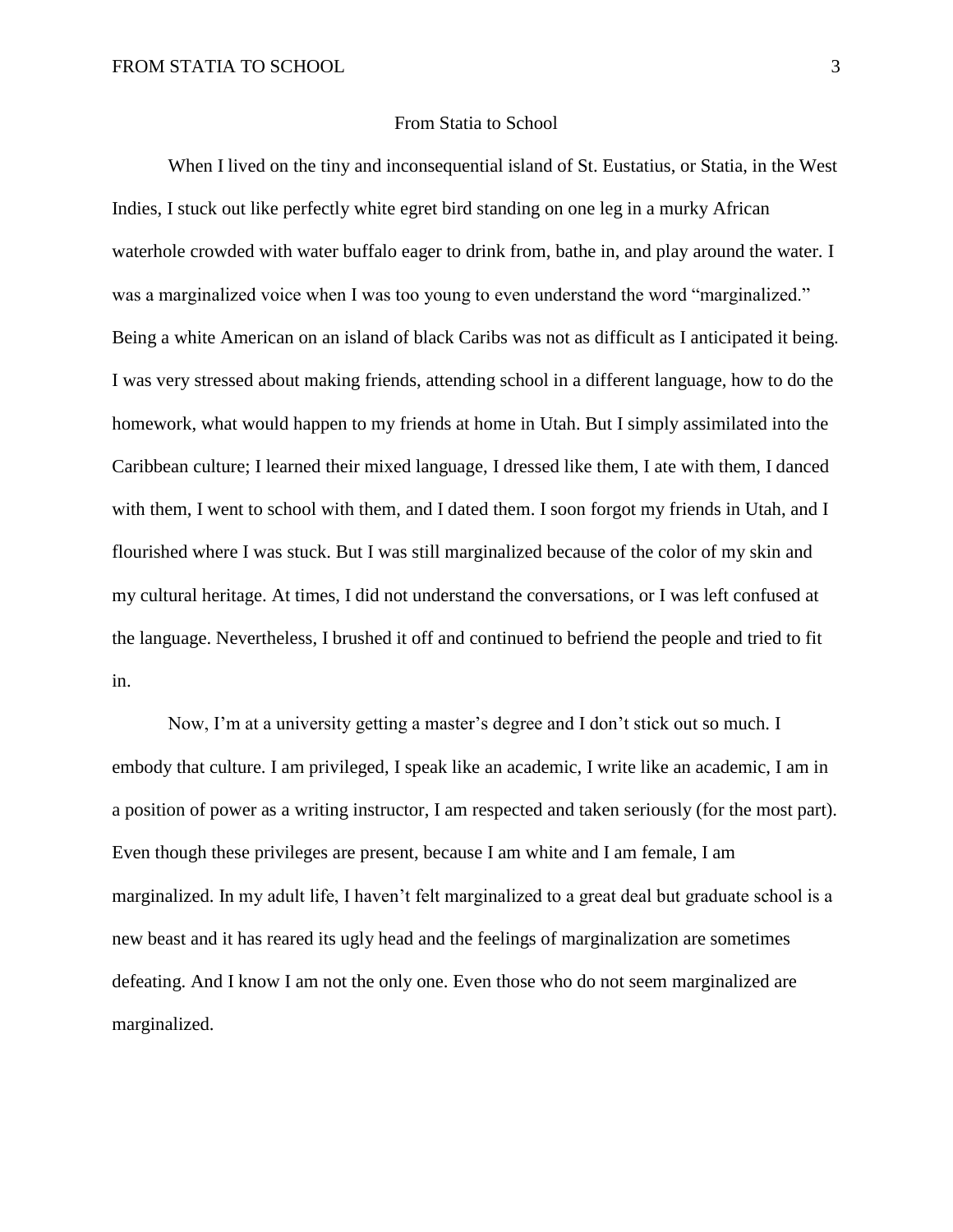# From Statia to School

When I lived on the tiny and inconsequential island of St. Eustatius, or Statia, in the West Indies, I stuck out like perfectly white egret bird standing on one leg in a murky African waterhole crowded with water buffalo eager to drink from, bathe in, and play around the water. I was a marginalized voice when I was too young to even understand the word "marginalized." Being a white American on an island of black Caribs was not as difficult as I anticipated it being. I was very stressed about making friends, attending school in a different language, how to do the homework, what would happen to my friends at home in Utah. But I simply assimilated into the Caribbean culture; I learned their mixed language, I dressed like them, I ate with them, I danced with them, I went to school with them, and I dated them. I soon forgot my friends in Utah, and I flourished where I was stuck. But I was still marginalized because of the color of my skin and my cultural heritage. At times, I did not understand the conversations, or I was left confused at the language. Nevertheless, I brushed it off and continued to befriend the people and tried to fit in.

Now, I'm at a university getting a master's degree and I don't stick out so much. I embody that culture. I am privileged, I speak like an academic, I write like an academic, I am in a position of power as a writing instructor, I am respected and taken seriously (for the most part). Even though these privileges are present, because I am white and I am female, I am marginalized. In my adult life, I haven't felt marginalized to a great deal but graduate school is a new beast and it has reared its ugly head and the feelings of marginalization are sometimes defeating. And I know I am not the only one. Even those who do not seem marginalized are marginalized.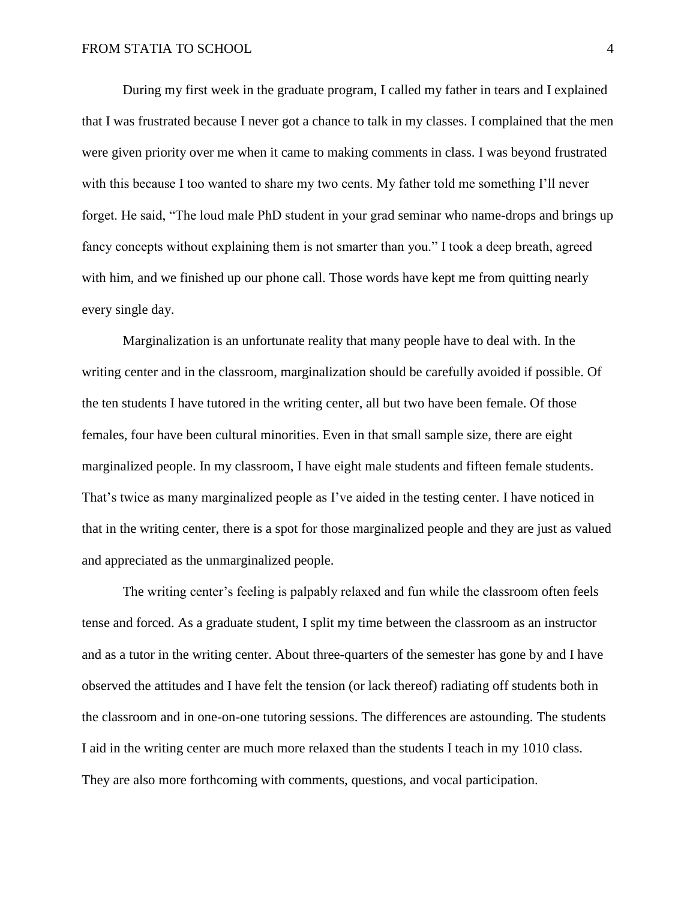During my first week in the graduate program, I called my father in tears and I explained that I was frustrated because I never got a chance to talk in my classes. I complained that the men were given priority over me when it came to making comments in class. I was beyond frustrated with this because I too wanted to share my two cents. My father told me something I'll never forget. He said, "The loud male PhD student in your grad seminar who name-drops and brings up fancy concepts without explaining them is not smarter than you." I took a deep breath, agreed with him, and we finished up our phone call. Those words have kept me from quitting nearly every single day.

Marginalization is an unfortunate reality that many people have to deal with. In the writing center and in the classroom, marginalization should be carefully avoided if possible. Of the ten students I have tutored in the writing center, all but two have been female. Of those females, four have been cultural minorities. Even in that small sample size, there are eight marginalized people. In my classroom, I have eight male students and fifteen female students. That's twice as many marginalized people as I've aided in the testing center. I have noticed in that in the writing center, there is a spot for those marginalized people and they are just as valued and appreciated as the unmarginalized people.

The writing center's feeling is palpably relaxed and fun while the classroom often feels tense and forced. As a graduate student, I split my time between the classroom as an instructor and as a tutor in the writing center. About three-quarters of the semester has gone by and I have observed the attitudes and I have felt the tension (or lack thereof) radiating off students both in the classroom and in one-on-one tutoring sessions. The differences are astounding. The students I aid in the writing center are much more relaxed than the students I teach in my 1010 class. They are also more forthcoming with comments, questions, and vocal participation.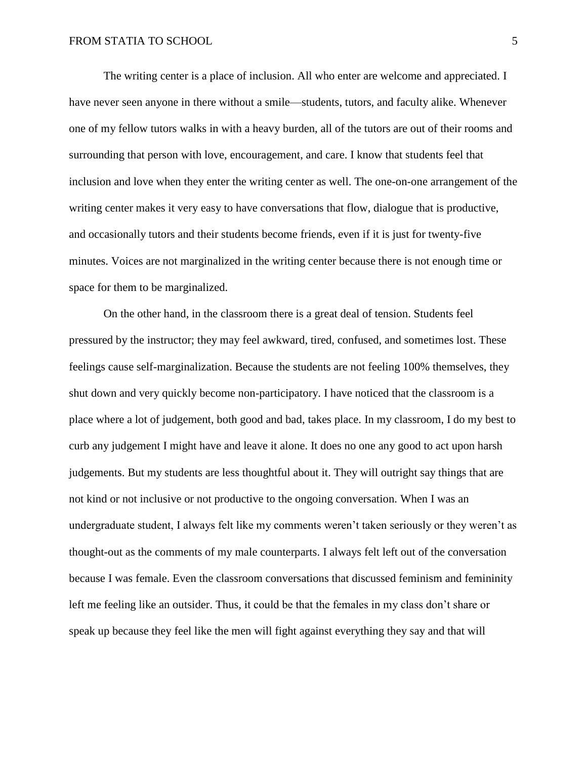The writing center is a place of inclusion. All who enter are welcome and appreciated. I have never seen anyone in there without a smile—students, tutors, and faculty alike. Whenever one of my fellow tutors walks in with a heavy burden, all of the tutors are out of their rooms and surrounding that person with love, encouragement, and care. I know that students feel that inclusion and love when they enter the writing center as well. The one-on-one arrangement of the writing center makes it very easy to have conversations that flow, dialogue that is productive, and occasionally tutors and their students become friends, even if it is just for twenty-five minutes. Voices are not marginalized in the writing center because there is not enough time or space for them to be marginalized.

On the other hand, in the classroom there is a great deal of tension. Students feel pressured by the instructor; they may feel awkward, tired, confused, and sometimes lost. These feelings cause self-marginalization. Because the students are not feeling 100% themselves, they shut down and very quickly become non-participatory. I have noticed that the classroom is a place where a lot of judgement, both good and bad, takes place. In my classroom, I do my best to curb any judgement I might have and leave it alone. It does no one any good to act upon harsh judgements. But my students are less thoughtful about it. They will outright say things that are not kind or not inclusive or not productive to the ongoing conversation. When I was an undergraduate student, I always felt like my comments weren't taken seriously or they weren't as thought-out as the comments of my male counterparts. I always felt left out of the conversation because I was female. Even the classroom conversations that discussed feminism and femininity left me feeling like an outsider. Thus, it could be that the females in my class don't share or speak up because they feel like the men will fight against everything they say and that will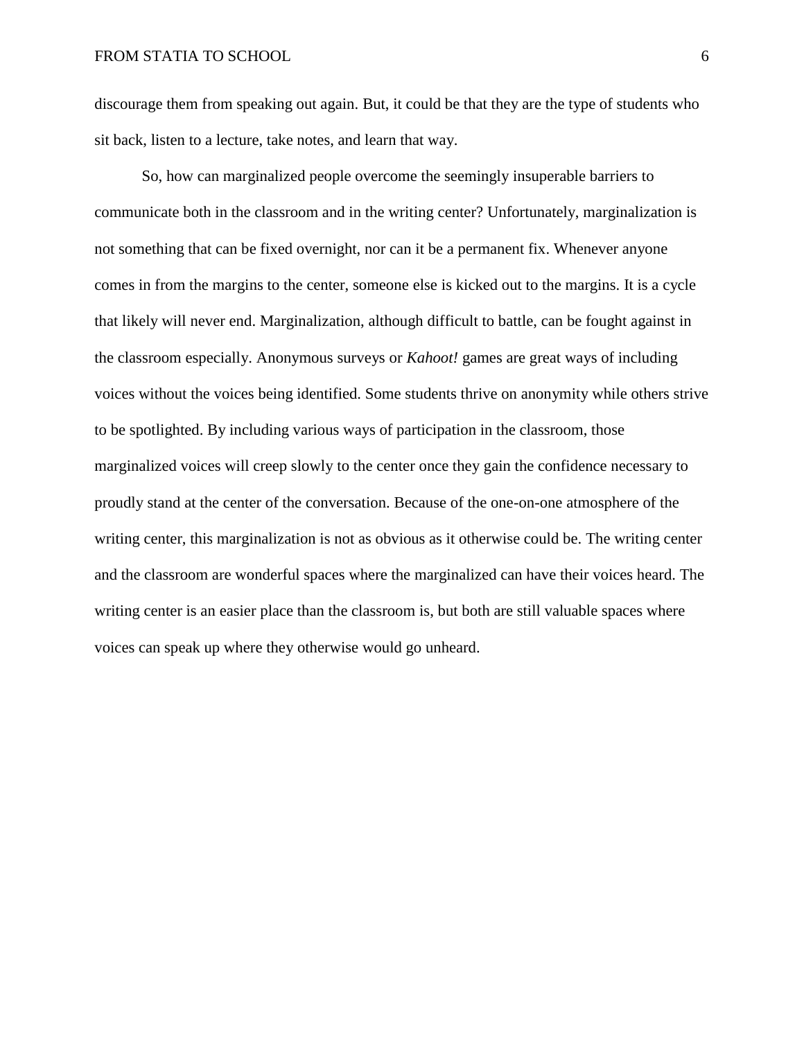discourage them from speaking out again. But, it could be that they are the type of students who sit back, listen to a lecture, take notes, and learn that way.

So, how can marginalized people overcome the seemingly insuperable barriers to communicate both in the classroom and in the writing center? Unfortunately, marginalization is not something that can be fixed overnight, nor can it be a permanent fix. Whenever anyone comes in from the margins to the center, someone else is kicked out to the margins. It is a cycle that likely will never end. Marginalization, although difficult to battle, can be fought against in the classroom especially. Anonymous surveys or *Kahoot!* games are great ways of including voices without the voices being identified. Some students thrive on anonymity while others strive to be spotlighted. By including various ways of participation in the classroom, those marginalized voices will creep slowly to the center once they gain the confidence necessary to proudly stand at the center of the conversation. Because of the one-on-one atmosphere of the writing center, this marginalization is not as obvious as it otherwise could be. The writing center and the classroom are wonderful spaces where the marginalized can have their voices heard. The writing center is an easier place than the classroom is, but both are still valuable spaces where voices can speak up where they otherwise would go unheard.